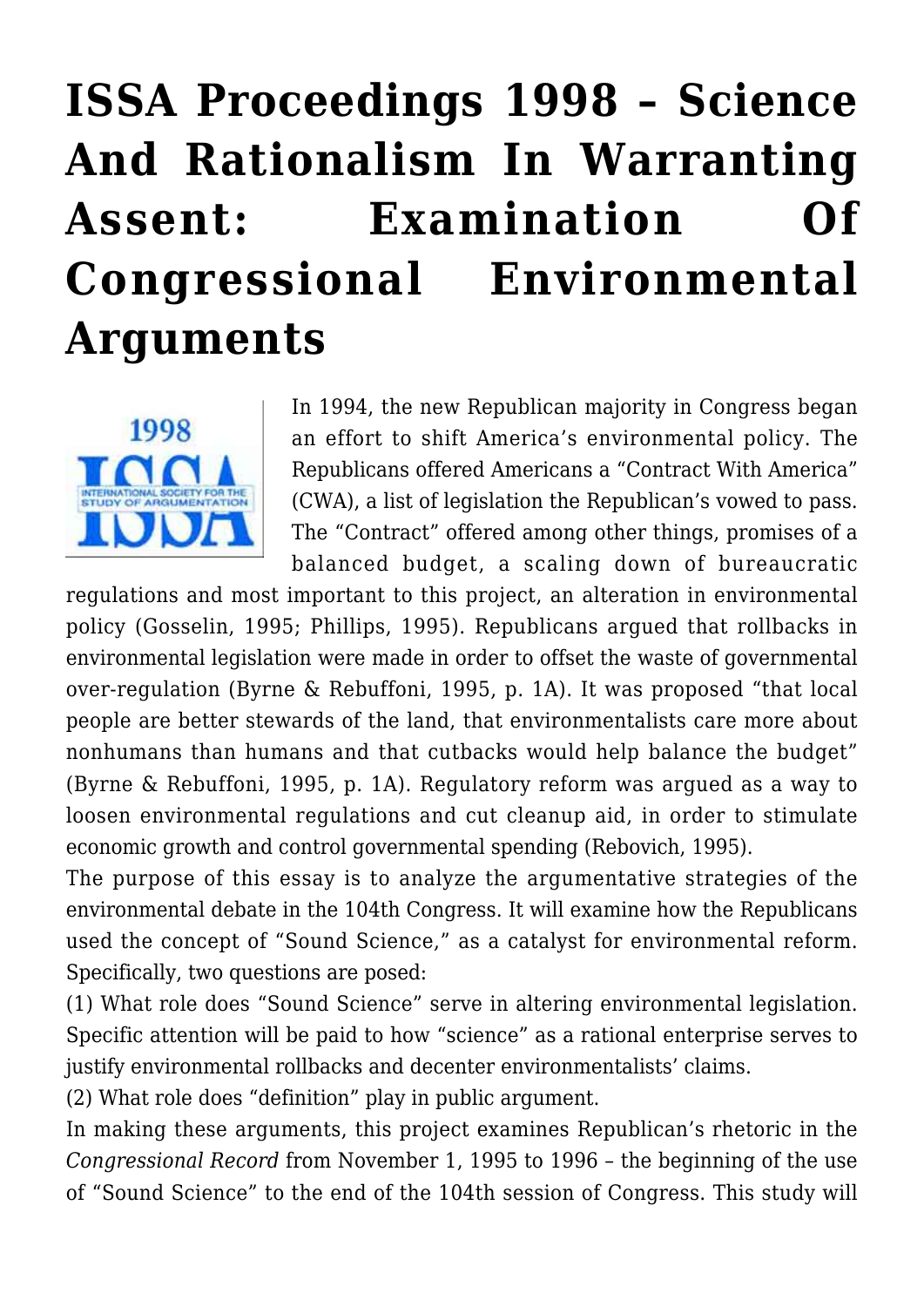# ISSA Proceedings 1998 – Science And Rationalism In Warranting Assent: Examination Of Congressional Environmental Arguments

In 1994, the new Republican majority in Congress began an effort to shift America's environmental policy. The Republicans offered Americans a "Contract With America" (CWA), a list of legislation the Republican's vowed to pass. The "Contract" offered among other things, promises of a balanced budget, a scaling down of bureaucratic regulations and most important to this project, an alteration in environmental policy (Gosselin, 1995; Phillips, 1995). Republicans argued that rollbacks in environmental legislation were made in order to offset the waste of governmental over-regulation (Byrne & Rebuffoni, 1995, p. 1A). It was proposed "that local people are better stewards of the land, that environmentalists care more about nonhumans than humans and that cutbacks would help balance the budget" (Byrne & Rebuffoni, 1995, p. 1A). Regulatory reform was argued as a way to loosen environmental regulations and cut cleanup aid, in order to stimulate economic growth and control governmental spending (Rebovich, 1995).

The purpose of this essay is to analyze the argumentative strategies of the environmental debate in the 104th Congress. It will examine how the Republicans used the concept of "Sound Science," as a catalyst for environmental reform. Specifically, two questions are posed:

(1) What role does "Sound Science" serve in altering environmental legislation. Specific attention will be paid to how "science" as a rational enterprise serves to justify environmental rollbacks and decenter environmentalists' claims.

(2) What role does "definition" play in public argument.

In making these arguments, this project examines Republican's rhetoric in the *Congressional Record* from November 1, 1995 to 1996 – the beginning of the use of "Sound Science" to the end of the 104th session of Congress. This study will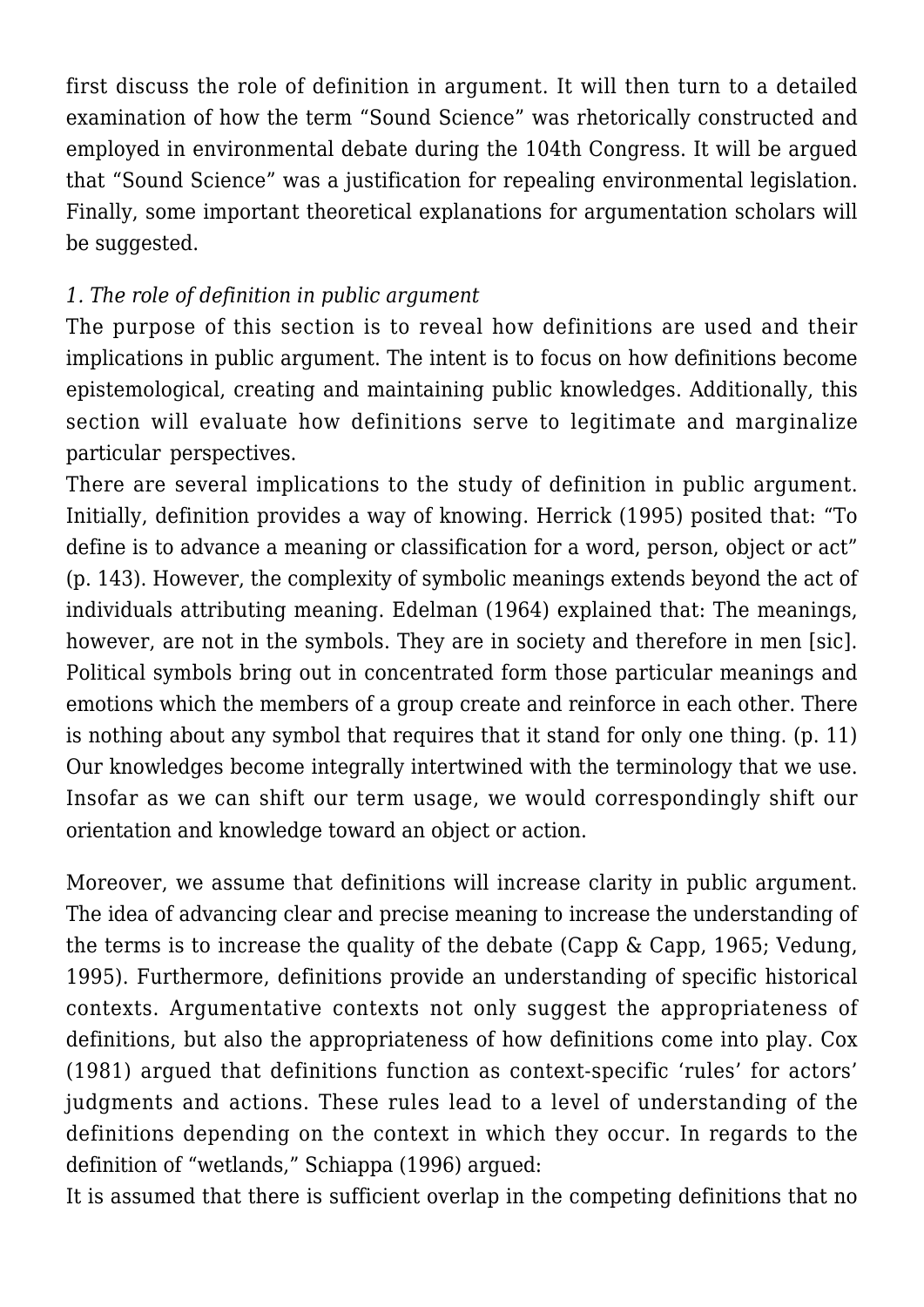first discuss the role of definition in argument. It will then turn to a detailed examination of how the term "Sound Science" was rhetorically constructed and employed in environmental debate during the 104th Congress. It will be argued that "Sound Science" was a justification for repealing environmental legislation. Finally, some important theoretical explanations for argumentation scholars will be suggested.

*1. The role of definition in public argument*

The purpose of this section is to reveal how definitions are used and their implications in public argument. The intent is to focus on how definitions become epistemological, creating and maintaining public knowledges. Additionally, this section will evaluate how definitions serve to legitimate and marginalize particular perspectives.

There are several implications to the study of definition in public argument. Initially, definition provides a way of knowing. Herrick (1995) posited that: "To define is to advance a meaning or classification for a word, person, object or act" (p. 143). However, the complexity of symbolic meanings extends beyond the act of individuals attributing meaning. Edelman (1964) explained that: The meanings, however, are not in the symbols. They are in society and therefore in men [sic]. Political symbols bring out in concentrated form those particular meanings and emotions which the members of a group create and reinforce in each other. There is nothing about any symbol that requires that it stand for only one thing. (p. 11) Our knowledges become integrally intertwined with the terminology that we use. Insofar as we can shift our term usage, we would correspondingly shift our orientation and knowledge toward an object or action.

Moreover, we assume that definitions will increase clarity in public argument. The idea of advancing clear and precise meaning to increase the understanding of the terms is to increase the quality of the debate (Capp & Capp, 1965; Vedung, 1995). Furthermore, definitions provide an understanding of specific historical contexts. Argumentative contexts not only suggest the appropriateness of definitions, but also the appropriateness of how definitions come into play. Cox (1981) argued that definitions function as context-specific 'rules' for actors' judgments and actions. These rules lead to a level of understanding of the definitions depending on the context in which they occur. In regards to the definition of "wetlands," Schiappa (1996) argued:

It is assumed that there is sufficient overlap in the competing definitions that no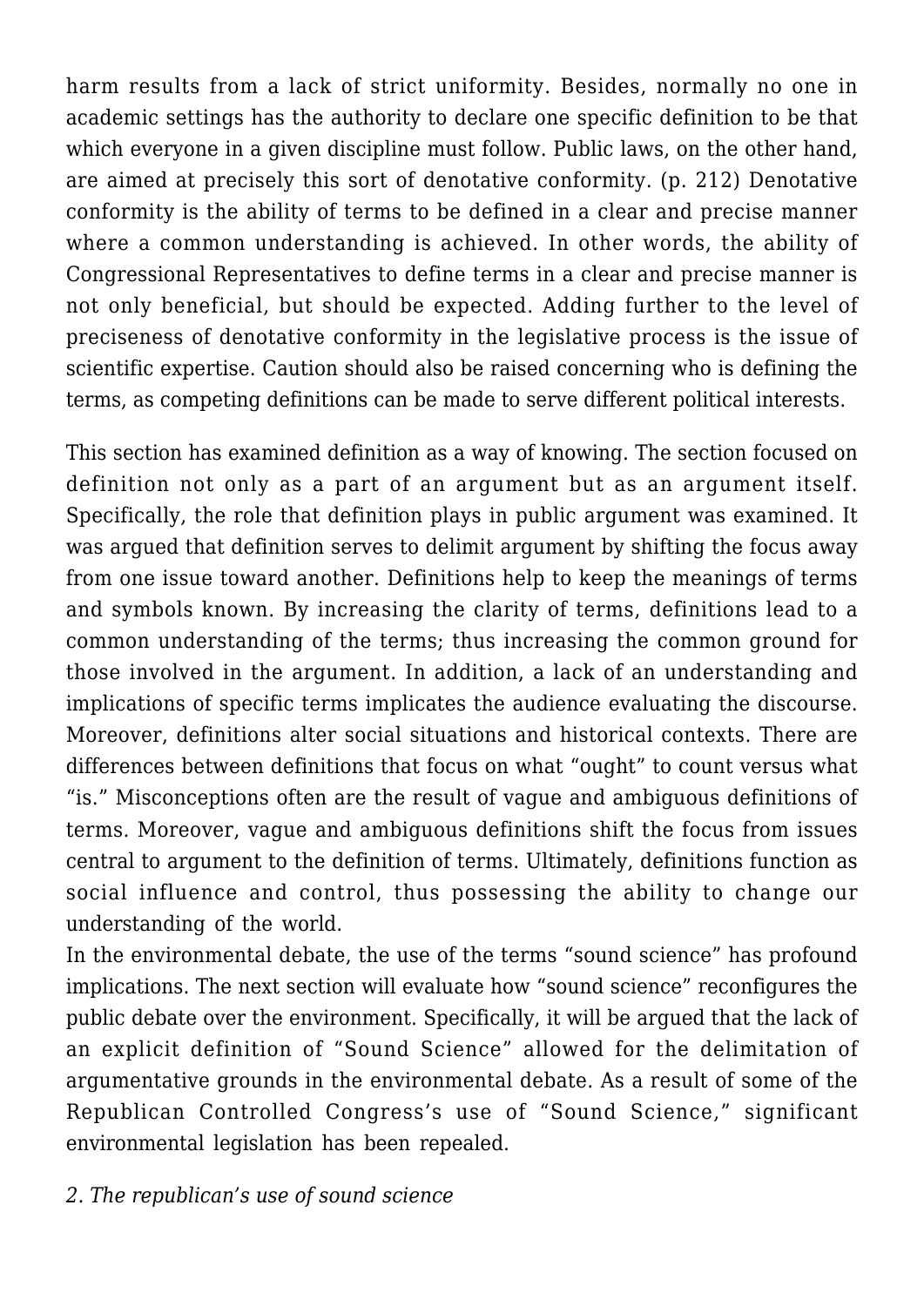harm results from a lack of strict uniformity. Besides, normally no one in academic settings has the authority to declare one specific definition to be that which everyone in a given discipline must follow. Public laws, on the other hand, are aimed at precisely this sort of denotative conformity. (p. 212) Denotative conformity is the ability of terms to be defined in a clear and precise manner where a common understanding is achieved. In other words, the ability of Congressional Representatives to define terms in a clear and precise manner is not only beneficial, but should be expected. Adding further to the level of preciseness of denotative conformity in the legislative process is the issue of scientific expertise. Caution should also be raised concerning who is defining the terms, as competing definitions can be made to serve different political interests.

This section has examined definition as a way of knowing. The section focused on definition not only as a part of an argument but as an argument itself. Specifically, the role that definition plays in public argument was examined. It was argued that definition serves to delimit argument by shifting the focus away from one issue toward another. Definitions help to keep the meanings of terms and symbols known. By increasing the clarity of terms, definitions lead to a common understanding of the terms; thus increasing the common ground for those involved in the argument. In addition, a lack of an understanding and implications of specific terms implicates the audience evaluating the discourse. Moreover, definitions alter social situations and historical contexts. There are differences between definitions that focus on what "ought" to count versus what "is." Misconceptions often are the result of vague and ambiguous definitions of terms. Moreover, vague and ambiguous definitions shift the focus from issues central to argument to the definition of terms. Ultimately, definitions function as social influence and control, thus possessing the ability to change our understanding of the world.

In the environmental debate, the use of the terms "sound science" has profound implications. The next section will evaluate how "sound science" reconfigures the public debate over the environment. Specifically, it will be argued that the lack of an explicit definition of "Sound Science" allowed for the delimitation of argumentative grounds in the environmental debate. As a result of some of the Republican Controlled Congress's use of "Sound Science," significant environmental legislation has been repealed.

*2. The republican's use of sound science*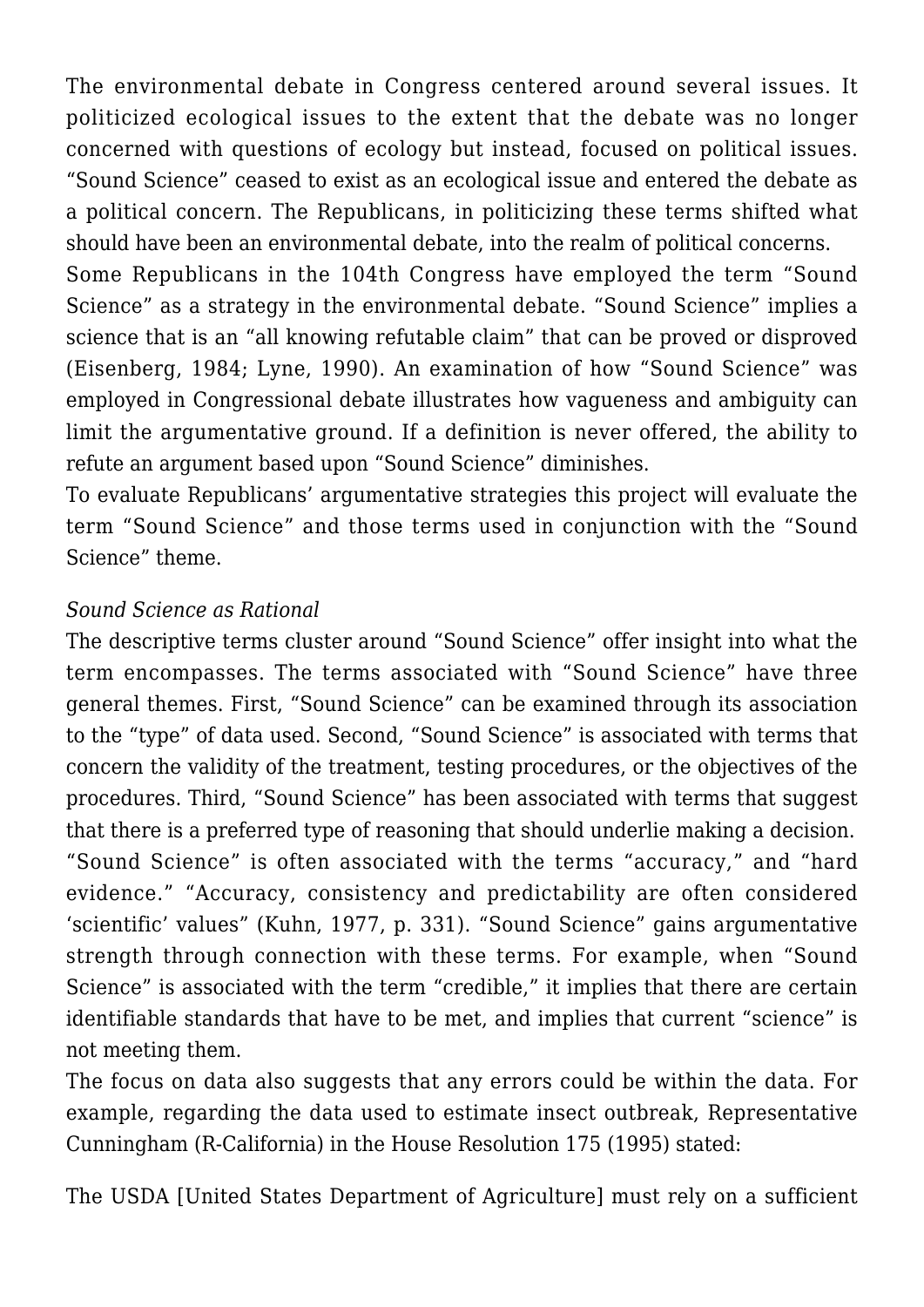The environmental debate in Congress centered around several issues. It politicized ecological issues to the extent that the debate was no longer concerned with questions of ecology but instead, focused on political issues. "Sound Science" ceased to exist as an ecological issue and entered the debate as a political concern. The Republicans, in politicizing these terms shifted what should have been an environmental debate, into the realm of political concerns.

Some Republicans in the 104th Congress have employed the term "Sound Science" as a strategy in the environmental debate. "Sound Science" implies a science that is an "all knowing refutable claim" that can be proved or disproved (Eisenberg, 1984; Lyne, 1990). An examination of how "Sound Science" was employed in Congressional debate illustrates how vagueness and ambiguity can limit the argumentative ground. If a definition is never offered, the ability to refute an argument based upon "Sound Science" diminishes.

To evaluate Republicans' argumentative strategies this project will evaluate the term "Sound Science" and those terms used in conjunction with the "Sound Science" theme.

*Sound Science as Rational*

The descriptive terms cluster around "Sound Science" offer insight into what the term encompasses. The terms associated with "Sound Science" have three general themes. First, "Sound Science" can be examined through its association to the "type" of data used. Second, "Sound Science" is associated with terms that concern the validity of the treatment, testing procedures, or the objectives of the procedures. Third, "Sound Science" has been associated with terms that suggest that there is a preferred type of reasoning that should underlie making a decision.

"Sound Science" is often associated with the terms "accuracy," and "hard evidence." "Accuracy, consistency and predictability are often considered 'scientific' values" (Kuhn, 1977, p. 331). "Sound Science" gains argumentative strength through connection with these terms. For example, when "Sound Science" is associated with the term "credible," it implies that there are certain identifiable standards that have to be met, and implies that current "science" is not meeting them.

The focus on data also suggests that any errors could be within the data. For example, regarding the data used to estimate insect outbreak, Representative Cunningham (R-California) in the House Resolution 175 (1995) stated:

The USDA [United States Department of Agriculture] must rely on a sufficient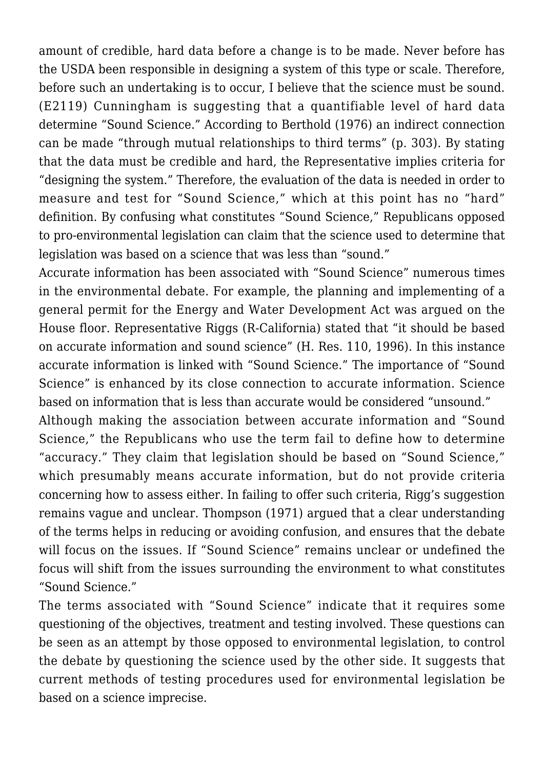amount of credible, hard data before a change is to be made. Never before has the USDA been responsible in designing a system of this type or scale. Therefore, before such an undertaking is to occur, I believe that the science must be sound. (E2119) Cunningham is suggesting that a quantifiable level of hard data determine "Sound Science." According to Berthold (1976) an indirect connection can be made "through mutual relationships to third terms" (p. 303). By stating that the data must be credible and hard, the Representative implies criteria for "designing the system." Therefore, the evaluation of the data is needed in order to measure and test for "Sound Science," which at this point has no "hard" definition. By confusing what constitutes "Sound Science," Republicans opposed to pro-environmental legislation can claim that the science used to determine that legislation was based on a science that was less than "sound."

Accurate information has been associated with "Sound Science" numerous times in the environmental debate. For example, the planning and implementing of a general permit for the Energy and Water Development Act was argued on the House floor. Representative Riggs (R-California) stated that "it should be based on accurate information and sound science" (H. Res. 110, 1996). In this instance accurate information is linked with "Sound Science." The importance of "Sound Science" is enhanced by its close connection to accurate information. Science based on information that is less than accurate would be considered "unsound."

Although making the association between accurate information and "Sound Science," the Republicans who use the term fail to define how to determine "accuracy." They claim that legislation should be based on "Sound Science," which presumably means accurate information, but do not provide criteria concerning how to assess either. In failing to offer such criteria, Rigg's suggestion remains vague and unclear. Thompson (1971) argued that a clear understanding of the terms helps in reducing or avoiding confusion, and ensures that the debate will focus on the issues. If "Sound Science" remains unclear or undefined the focus will shift from the issues surrounding the environment to what constitutes "Sound Science."

The terms associated with "Sound Science" indicate that it requires some questioning of the objectives, treatment and testing involved. These questions can be seen as an attempt by those opposed to environmental legislation, to control the debate by questioning the science used by the other side. It suggests that current methods of testing procedures used for environmental legislation be based on a science imprecise.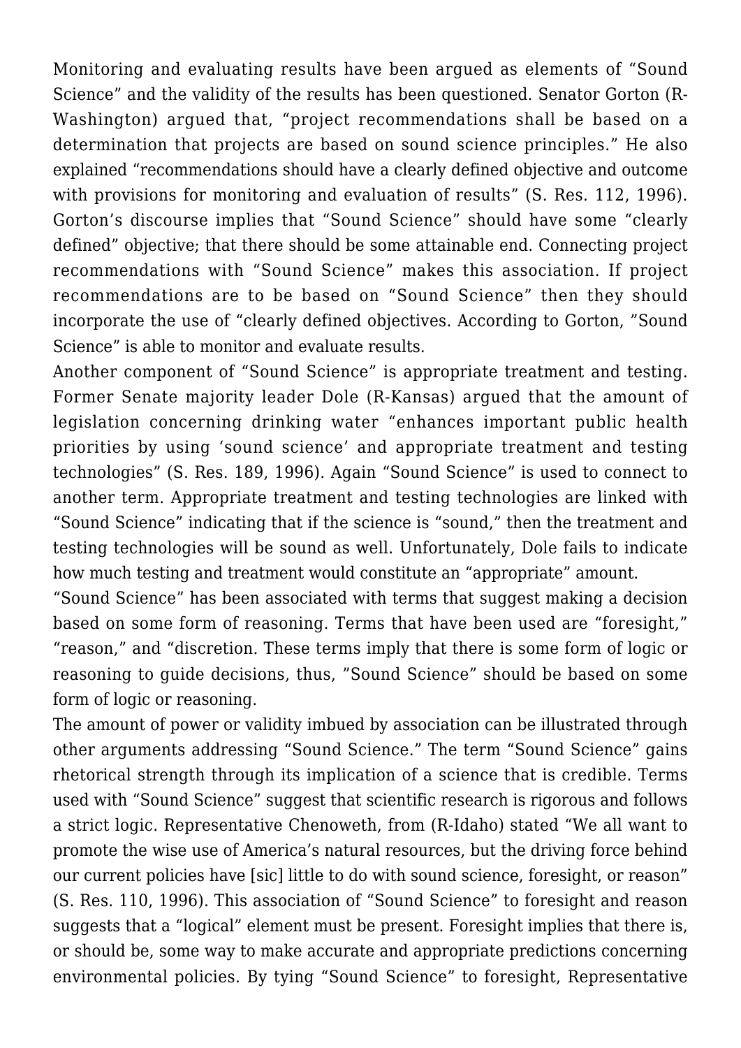Monitoring and evaluating results have been argued as elements of "Sound Science" and the validity of the results has been questioned. Senator Gorton (R-Washington) argued that, "project recommendations shall be based on a determination that projects are based on sound science principles." He also explained "recommendations should have a clearly defined objective and outcome with provisions for monitoring and evaluation of results" (S. Res. 112, 1996). Gorton's discourse implies that "Sound Science" should have some "clearly defined" objective; that there should be some attainable end. Connecting project recommendations with "Sound Science" makes this association. If project recommendations are to be based on "Sound Science" then they should incorporate the use of "clearly defined objectives. According to Gorton, "Sound Science" is able to monitor and evaluate results.

Another component of "Sound Science" is appropriate treatment and testing. Former Senate majority leader Dole (R-Kansas) argued that the amount of legislation concerning drinking water "enhances important public health priorities by using 'sound science' and appropriate treatment and testing technologies" (S. Res. 189, 1996). Again "Sound Science" is used to connect to another term. Appropriate treatment and testing technologies are linked with "Sound Science" indicating that if the science is "sound," then the treatment and testing technologies will be sound as well. Unfortunately, Dole fails to indicate how much testing and treatment would constitute an "appropriate" amount.

"Sound Science" has been associated with terms that suggest making a decision based on some form of reasoning. Terms that have been used are "foresight," "reason," and "discretion. These terms imply that there is some form of logic or reasoning to guide decisions, thus, "Sound Science" should be based on some form of logic or reasoning.

The amount of power or validity imbued by association can be illustrated through other arguments addressing "Sound Science." The term "Sound Science" gains rhetorical strength through its implication of a science that is credible. Terms used with "Sound Science" suggest that scientific research is rigorous and follows a strict logic. Representative Chenoweth, from (R-Idaho) stated "We all want to promote the wise use of America's natural resources, but the driving force behind our current policies have [sic] little to do with sound science, foresight, or reason" (S. Res. 110, 1996). This association of "Sound Science" to foresight and reason suggests that a "logical" element must be present. Foresight implies that there is, or should be, some way to make accurate and appropriate predictions concerning environmental policies. By tying "Sound Science" to foresight, Representative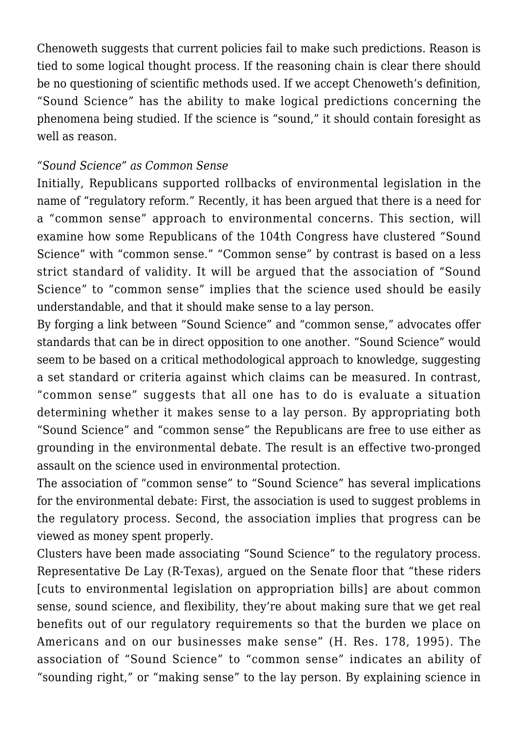Chenoweth suggests that current policies fail to make such predictions. Reason is tied to some logical thought process. If the reasoning chain is clear there should be no questioning of scientific methods used. If we accept Chenoweth's definition, "Sound Science" has the ability to make logical predictions concerning the phenomena being studied. If the science is "sound," it should contain foresight as well as reason.

*"Sound Science" as Common Sense*

Initially, Republicans supported rollbacks of environmental legislation in the name of "regulatory reform." Recently, it has been argued that there is a need for a "common sense" approach to environmental concerns. This section, will examine how some Republicans of the 104th Congress have clustered "Sound Science" with "common sense." "Common sense" by contrast is based on a less strict standard of validity. It will be argued that the association of "Sound Science" to "common sense" implies that the science used should be easily understandable, and that it should make sense to a lay person.

By forging a link between "Sound Science" and "common sense," advocates offer standards that can be in direct opposition to one another. "Sound Science" would seem to be based on a critical methodological approach to knowledge, suggesting a set standard or criteria against which claims can be measured. In contrast, "common sense" suggests that all one has to do is evaluate a situation determining whether it makes sense to a lay person. By appropriating both "Sound Science" and "common sense" the Republicans are free to use either as grounding in the environmental debate. The result is an effective two-pronged assault on the science used in environmental protection.

The association of "common sense" to "Sound Science" has several implications for the environmental debate: First, the association is used to suggest problems in the regulatory process. Second, the association implies that progress can be viewed as money spent properly.

Clusters have been made associating "Sound Science" to the regulatory process. Representative De Lay (R-Texas), argued on the Senate floor that "these riders [cuts to environmental legislation on appropriation bills] are about common sense, sound science, and flexibility, they're about making sure that we get real benefits out of our regulatory requirements so that the burden we place on Americans and on our businesses make sense" (H. Res. 178, 1995). The association of "Sound Science" to "common sense" indicates an ability of "sounding right," or "making sense" to the lay person. By explaining science in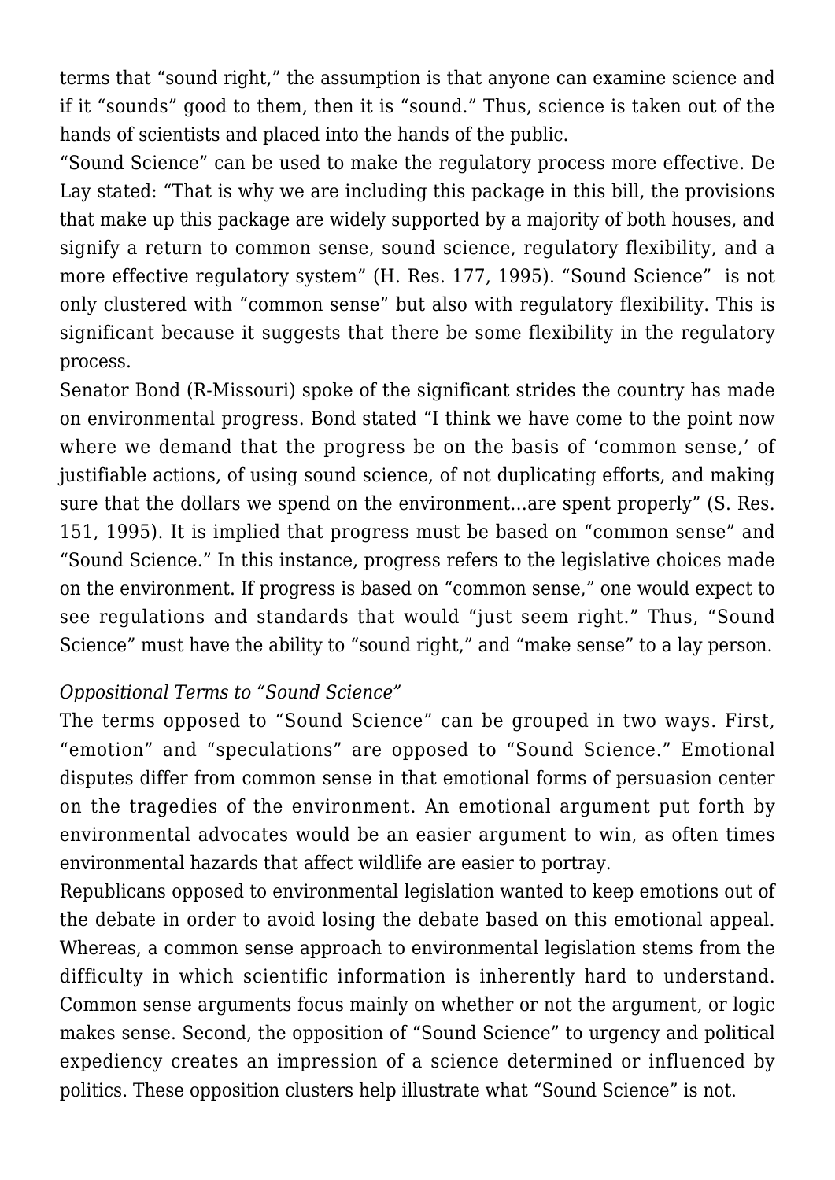terms that "sound right," the assumption is that anyone can examine science and if it "sounds" good to them, then it is "sound." Thus, science is taken out of the hands of scientists and placed into the hands of the public.

"Sound Science" can be used to make the regulatory process more effective. De Lay stated: "That is why we are including this package in this bill, the provisions that make up this package are widely supported by a majority of both houses, and signify a return to common sense, sound science, regulatory flexibility, and a more effective regulatory system" (H. Res. 177, 1995). "Sound Science" is not only clustered with "common sense" but also with regulatory flexibility. This is significant because it suggests that there be some flexibility in the regulatory process.

Senator Bond (R-Missouri) spoke of the significant strides the country has made on environmental progress. Bond stated "I think we have come to the point now where we demand that the progress be on the basis of 'common sense,' of justifiable actions, of using sound science, of not duplicating efforts, and making sure that the dollars we spend on the environment…are spent properly" (S. Res. 151, 1995). It is implied that progress must be based on "common sense" and "Sound Science." In this instance, progress refers to the legislative choices made on the environment. If progress is based on "common sense," one would expect to see regulations and standards that would "just seem right." Thus, "Sound Science" must have the ability to "sound right," and "make sense" to a lay person.

*Oppositional Terms to "Sound Science"*

The terms opposed to "Sound Science" can be grouped in two ways. First, "emotion" and "speculations" are opposed to "Sound Science." Emotional disputes differ from common sense in that emotional forms of persuasion center on the tragedies of the environment. An emotional argument put forth by environmental advocates would be an easier argument to win, as often times environmental hazards that affect wildlife are easier to portray.

Republicans opposed to environmental legislation wanted to keep emotions out of the debate in order to avoid losing the debate based on this emotional appeal. Whereas, a common sense approach to environmental legislation stems from the difficulty in which scientific information is inherently hard to understand. Common sense arguments focus mainly on whether or not the argument, or logic makes sense. Second, the opposition of "Sound Science" to urgency and political expediency creates an impression of a science determined or influenced by politics. These opposition clusters help illustrate what "Sound Science" is not.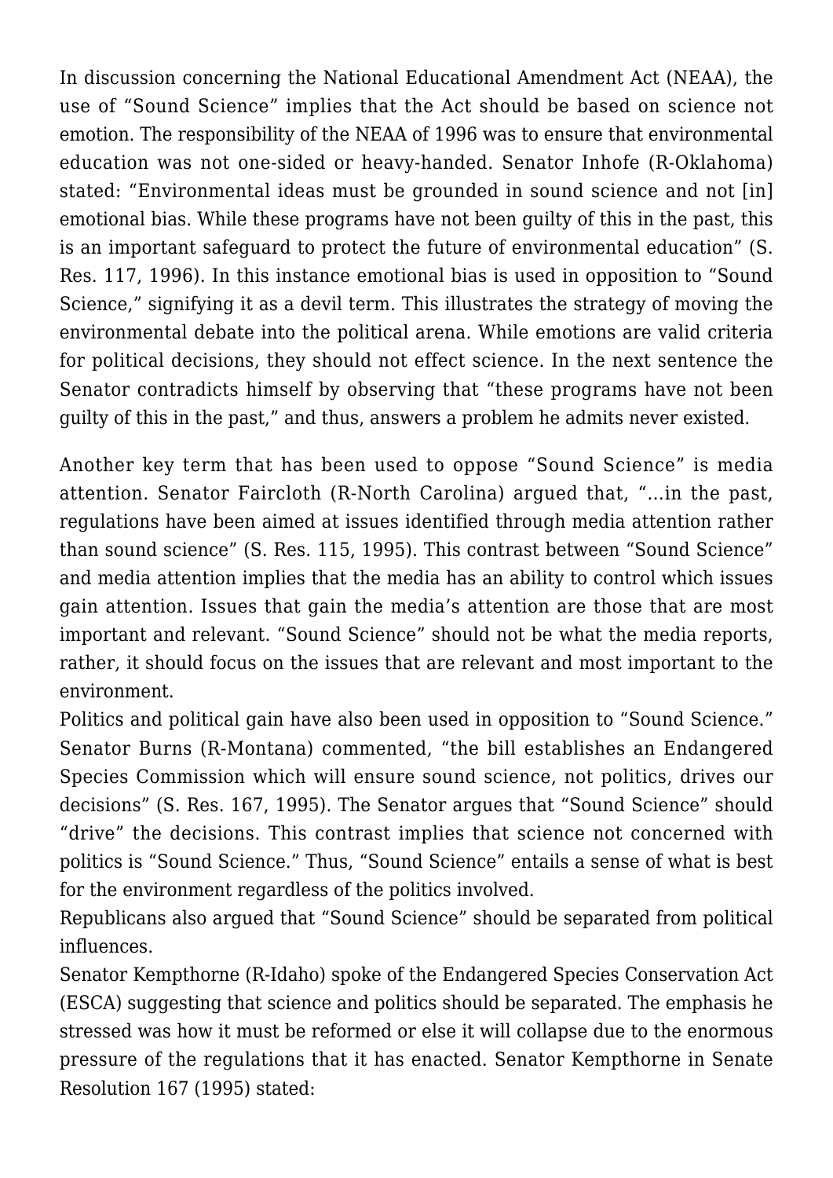In discussion concerning the National Educational Amendment Act (NEAA), the use of "Sound Science" implies that the Act should be based on science not emotion. The responsibility of the NEAA of 1996 was to ensure that environmental education was not one-sided or heavy-handed. Senator Inhofe (R-Oklahoma) stated: "Environmental ideas must be grounded in sound science and not [in] emotional bias. While these programs have not been guilty of this in the past, this is an important safeguard to protect the future of environmental education" (S. Res. 117, 1996). In this instance emotional bias is used in opposition to "Sound Science," signifying it as a devil term. This illustrates the strategy of moving the environmental debate into the political arena. While emotions are valid criteria for political decisions, they should not effect science. In the next sentence the Senator contradicts himself by observing that "these programs have not been guilty of this in the past," and thus, answers a problem he admits never existed.

Another key term that has been used to oppose "Sound Science" is media attention. Senator Faircloth (R-North Carolina) argued that, "…in the past, regulations have been aimed at issues identified through media attention rather than sound science" (S. Res. 115, 1995). This contrast between "Sound Science" and media attention implies that the media has an ability to control which issues gain attention. Issues that gain the media's attention are those that are most important and relevant. "Sound Science" should not be what the media reports, rather, it should focus on the issues that are relevant and most important to the environment.

Politics and political gain have also been used in opposition to "Sound Science." Senator Burns (R-Montana) commented, "the bill establishes an Endangered Species Commission which will ensure sound science, not politics, drives our decisions" (S. Res. 167, 1995). The Senator argues that "Sound Science" should "drive" the decisions. This contrast implies that science not concerned with politics is "Sound Science." Thus, "Sound Science" entails a sense of what is best for the environment regardless of the politics involved.

Republicans also argued that "Sound Science" should be separated from political influences.

Senator Kempthorne (R-Idaho) spoke of the Endangered Species Conservation Act (ESCA) suggesting that science and politics should be separated. The emphasis he stressed was how it must be reformed or else it will collapse due to the enormous pressure of the regulations that it has enacted. Senator Kempthorne in Senate Resolution 167 (1995) stated: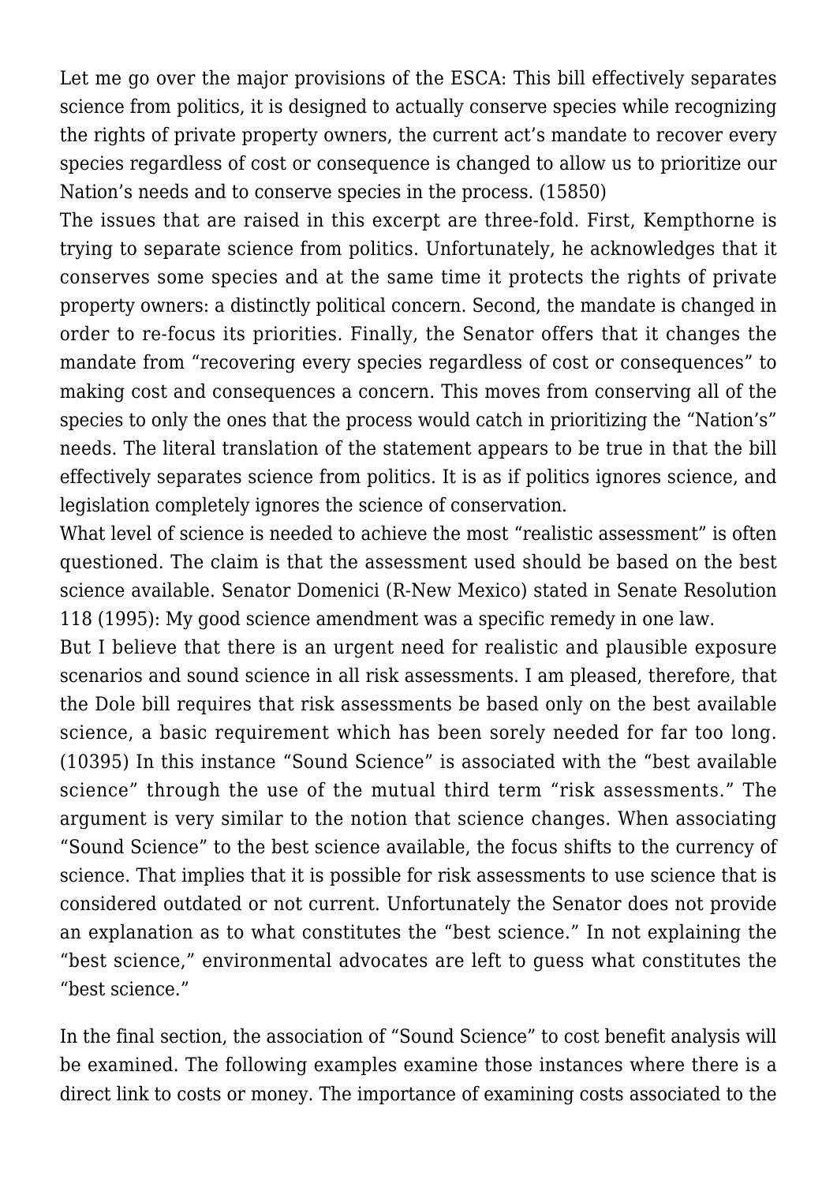Let me go over the major provisions of the ESCA: This bill effectively separates science from politics, it is designed to actually conserve species while recognizing the rights of private property owners, the current act's mandate to recover every species regardless of cost or consequence is changed to allow us to prioritize our Nation's needs and to conserve species in the process. (15850)

The issues that are raised in this excerpt are three-fold. First, Kempthorne is trying to separate science from politics. Unfortunately, he acknowledges that it conserves some species and at the same time it protects the rights of private property owners: a distinctly political concern. Second, the mandate is changed in order to re-focus its priorities. Finally, the Senator offers that it changes the mandate from "recovering every species regardless of cost or consequences" to making cost and consequences a concern. This moves from conserving all of the species to only the ones that the process would catch in prioritizing the "Nation's" needs. The literal translation of the statement appears to be true in that the bill effectively separates science from politics. It is as if politics ignores science, and legislation completely ignores the science of conservation.

What level of science is needed to achieve the most "realistic assessment" is often questioned. The claim is that the assessment used should be based on the best science available. Senator Domenici (R-New Mexico) stated in Senate Resolution 118 (1995): My good science amendment was a specific remedy in one law.

But I believe that there is an urgent need for realistic and plausible exposure scenarios and sound science in all risk assessments. I am pleased, therefore, that the Dole bill requires that risk assessments be based only on the best available science, a basic requirement which has been sorely needed for far too long. (10395) In this instance "Sound Science" is associated with the "best available science" through the use of the mutual third term "risk assessments." The argument is very similar to the notion that science changes. When associating "Sound Science" to the best science available, the focus shifts to the currency of science. That implies that it is possible for risk assessments to use science that is considered outdated or not current. Unfortunately the Senator does not provide an explanation as to what constitutes the "best science." In not explaining the "best science," environmental advocates are left to guess what constitutes the "best science."

In the final section, the association of "Sound Science" to cost benefit analysis will be examined. The following examples examine those instances where there is a direct link to costs or money. The importance of examining costs associated to the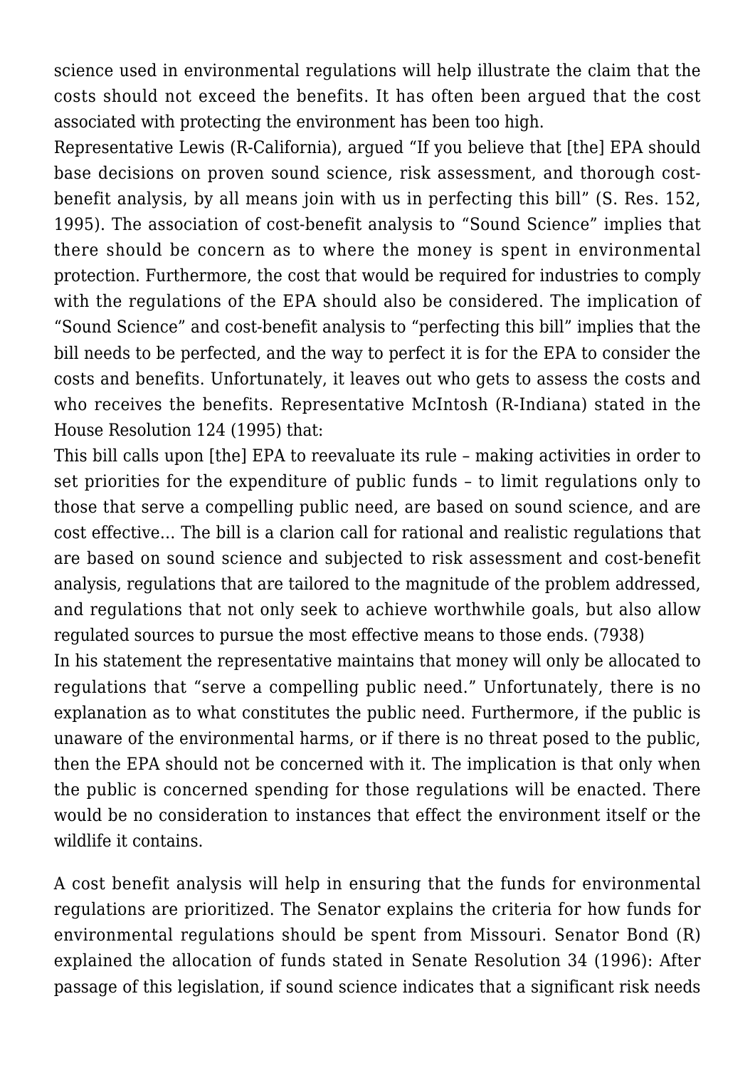science used in environmental regulations will help illustrate the claim that the costs should not exceed the benefits. It has often been argued that the cost associated with protecting the environment has been too high.

Representative Lewis (R-California), argued "If you believe that [the] EPA should base decisions on proven sound science, risk assessment, and thorough cost-benefit analysis, by all means join with us in perfecting this bill" (S. Res. 152, 1995). The association of cost-benefit analysis to "Sound Science" implies that there should be concern as to where the money is spent in environmental protection. Furthermore, the cost that would be required for industries to comply with the regulations of the EPA should also be considered. The implication of "Sound Science" and cost-benefit analysis to "perfecting this bill" implies that the bill needs to be perfected, and the way to perfect it is for the EPA to consider the costs and benefits. Unfortunately, it leaves out who gets to assess the costs and who receives the benefits. Representative McIntosh (R-Indiana) stated in the House Resolution 124 (1995) that:

This bill calls upon [the] EPA to reevaluate its rule – making activities in order to set priorities for the expenditure of public funds – to limit regulations only to those that serve a compelling public need, are based on sound science, and are cost effective… The bill is a clarion call for rational and realistic regulations that are based on sound science and subjected to risk assessment and cost-benefit analysis, regulations that are tailored to the magnitude of the problem addressed, and regulations that not only seek to achieve worthwhile goals, but also allow regulated sources to pursue the most effective means to those ends. (7938)

In his statement the representative maintains that money will only be allocated to regulations that "serve a compelling public need." Unfortunately, there is no explanation as to what constitutes the public need. Furthermore, if the public is unaware of the environmental harms, or if there is no threat posed to the public, then the EPA should not be concerned with it. The implication is that only when the public is concerned spending for those regulations will be enacted. There would be no consideration to instances that effect the environment itself or the wildlife it contains.

A cost benefit analysis will help in ensuring that the funds for environmental regulations are prioritized. The Senator explains the criteria for how funds for environmental regulations should be spent from Missouri. Senator Bond (R) explained the allocation of funds stated in Senate Resolution 34 (1996): After passage of this legislation, if sound science indicates that a significant risk needs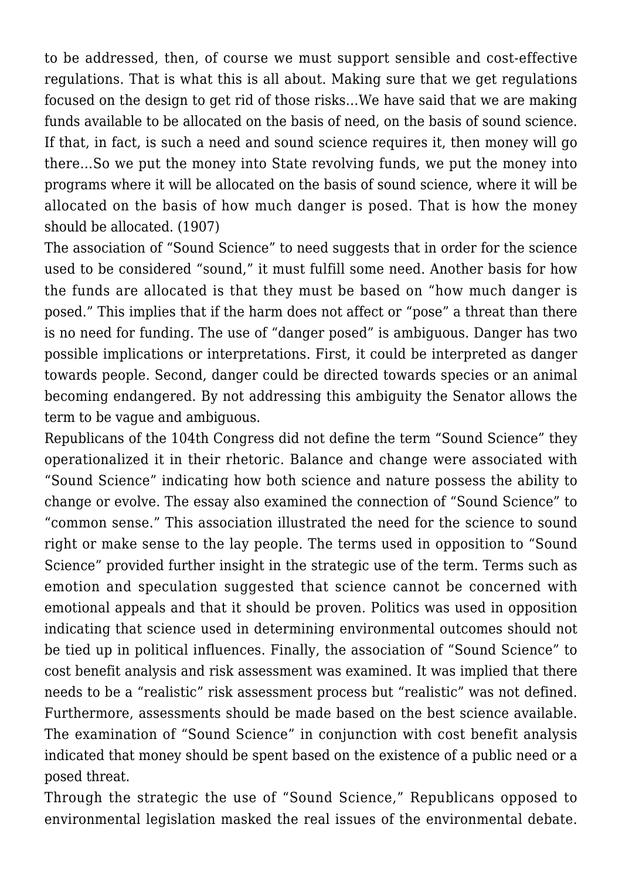to be addressed, then, of course we must support sensible and cost-effective regulations. That is what this is all about. Making sure that we get regulations focused on the design to get rid of those risks…We have said that we are making funds available to be allocated on the basis of need, on the basis of sound science. If that, in fact, is such a need and sound science requires it, then money will go there…So we put the money into State revolving funds, we put the money into programs where it will be allocated on the basis of sound science, where it will be allocated on the basis of how much danger is posed. That is how the money should be allocated. (1907)

The association of "Sound Science" to need suggests that in order for the science used to be considered "sound," it must fulfill some need. Another basis for how the funds are allocated is that they must be based on "how much danger is posed." This implies that if the harm does not affect or "pose" a threat than there is no need for funding. The use of "danger posed" is ambiguous. Danger has two possible implications or interpretations. First, it could be interpreted as danger towards people. Second, danger could be directed towards species or an animal becoming endangered. By not addressing this ambiguity the Senator allows the term to be vague and ambiguous.

Republicans of the 104th Congress did not define the term "Sound Science" they operationalized it in their rhetoric. Balance and change were associated with "Sound Science" indicating how both science and nature possess the ability to change or evolve. The essay also examined the connection of "Sound Science" to "common sense." This association illustrated the need for the science to sound right or make sense to the lay people. The terms used in opposition to "Sound Science" provided further insight in the strategic use of the term. Terms such as emotion and speculation suggested that science cannot be concerned with emotional appeals and that it should be proven. Politics was used in opposition indicating that science used in determining environmental outcomes should not be tied up in political influences. Finally, the association of "Sound Science" to cost benefit analysis and risk assessment was examined. It was implied that there needs to be a "realistic" risk assessment process but "realistic" was not defined. Furthermore, assessments should be made based on the best science available. The examination of "Sound Science" in conjunction with cost benefit analysis indicated that money should be spent based on the existence of a public need or a posed threat.

Through the strategic the use of "Sound Science," Republicans opposed to environmental legislation masked the real issues of the environmental debate.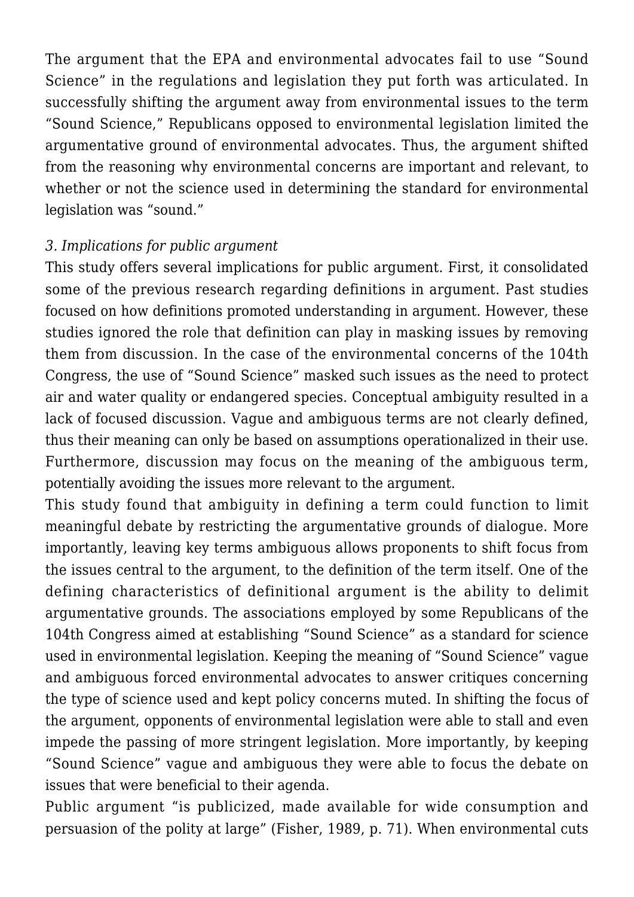The argument that the EPA and environmental advocates fail to use "Sound Science" in the regulations and legislation they put forth was articulated. In successfully shifting the argument away from environmental issues to the term "Sound Science," Republicans opposed to environmental legislation limited the argumentative ground of environmental advocates. Thus, the argument shifted from the reasoning why environmental concerns are important and relevant, to whether or not the science used in determining the standard for environmental legislation was "sound."

*3. Implications for public argument*

This study offers several implications for public argument. First, it consolidated some of the previous research regarding definitions in argument. Past studies focused on how definitions promoted understanding in argument. However, these studies ignored the role that definition can play in masking issues by removing them from discussion. In the case of the environmental concerns of the 104th Congress, the use of "Sound Science" masked such issues as the need to protect air and water quality or endangered species. Conceptual ambiguity resulted in a lack of focused discussion. Vague and ambiguous terms are not clearly defined, thus their meaning can only be based on assumptions operationalized in their use. Furthermore, discussion may focus on the meaning of the ambiguous term, potentially avoiding the issues more relevant to the argument.

This study found that ambiguity in defining a term could function to limit meaningful debate by restricting the argumentative grounds of dialogue. More importantly, leaving key terms ambiguous allows proponents to shift focus from the issues central to the argument, to the definition of the term itself. One of the defining characteristics of definitional argument is the ability to delimit argumentative grounds. The associations employed by some Republicans of the 104th Congress aimed at establishing "Sound Science" as a standard for science used in environmental legislation. Keeping the meaning of "Sound Science" vague and ambiguous forced environmental advocates to answer critiques concerning the type of science used and kept policy concerns muted. In shifting the focus of the argument, opponents of environmental legislation were able to stall and even impede the passing of more stringent legislation. More importantly, by keeping "Sound Science" vague and ambiguous they were able to focus the debate on issues that were beneficial to their agenda.

Public argument "is publicized, made available for wide consumption and persuasion of the polity at large" (Fisher, 1989, p. 71). When environmental cuts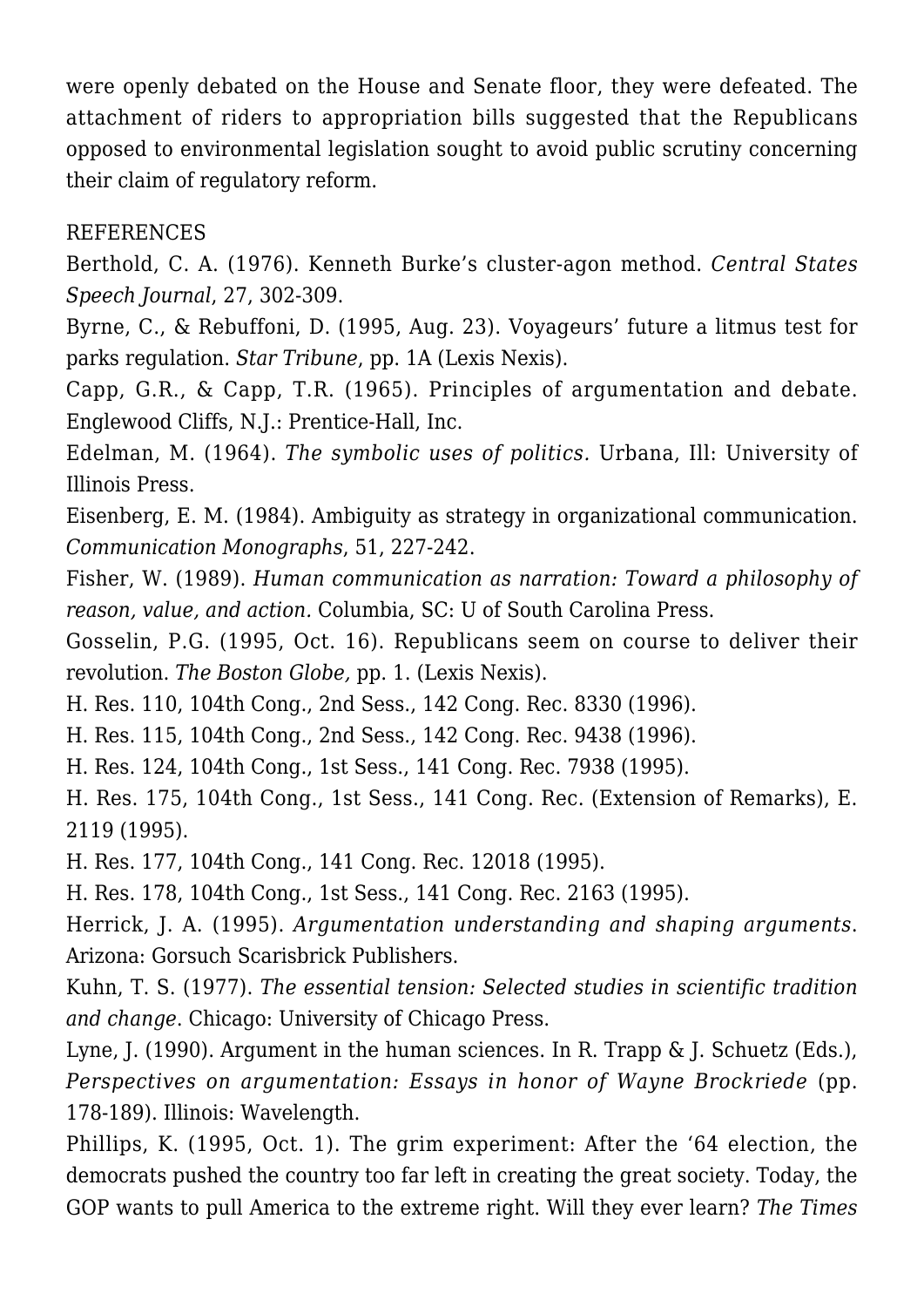were openly debated on the House and Senate floor, they were defeated. The attachment of riders to appropriation bills suggested that the Republicans opposed to environmental legislation sought to avoid public scrutiny concerning their claim of regulatory reform.

REFERENCES

Berthold, C. A. (1976). Kenneth Burke's cluster-agon method. *Central States Speech Journal*, 27, 302-309.

Byrne, C., & Rebuffoni, D. (1995, Aug. 23). Voyageurs' future a litmus test for parks regulation. *Star Tribune*, pp. 1A (Lexis Nexis).

Capp, G.R., & Capp, T.R. (1965). Principles of argumentation and debate. Englewood Cliffs, N.J.: Prentice-Hall, Inc.

Edelman, M. (1964). *The symbolic uses of politics.* Urbana, Ill: University of Illinois Press.

Eisenberg, E. M. (1984). Ambiguity as strategy in organizational communication. *Communication Monographs*, 51, 227-242.

Fisher, W. (1989). *Human communication as narration: Toward a philosophy of reason, value, and action.* Columbia, SC: U of South Carolina Press.

Gosselin, P.G. (1995, Oct. 16). Republicans seem on course to deliver their revolution. *The Boston Globe,* pp. 1. (Lexis Nexis).

H. Res. 110, 104th Cong., 2nd Sess., 142 Cong. Rec. 8330 (1996).

H. Res. 115, 104th Cong., 2nd Sess., 142 Cong. Rec. 9438 (1996).

H. Res. 124, 104th Cong., 1st Sess., 141 Cong. Rec. 7938 (1995).

H. Res. 175, 104th Cong., 1st Sess., 141 Cong. Rec. (Extension of Remarks), E. 2119 (1995).

H. Res. 177, 104th Cong., 141 Cong. Rec. 12018 (1995).

H. Res. 178, 104th Cong., 1st Sess., 141 Cong. Rec. 2163 (1995).

Herrick, J. A. (1995). *Argumentation understanding and shaping arguments*. Arizona: Gorsuch Scarisbrick Publishers.

Kuhn, T. S. (1977). *The essential tension: Selected studies in scientific tradition and change*. Chicago: University of Chicago Press.

Lyne, J. (1990). Argument in the human sciences. In R. Trapp & J. Schuetz (Eds.), *Perspectives on argumentation: Essays in honor of Wayne Brockriede* (pp. 178-189). Illinois: Wavelength.

Phillips, K. (1995, Oct. 1). The grim experiment: After the '64 election, the democrats pushed the country too far left in creating the great society. Today, the GOP wants to pull America to the extreme right. Will they ever learn? *The Times*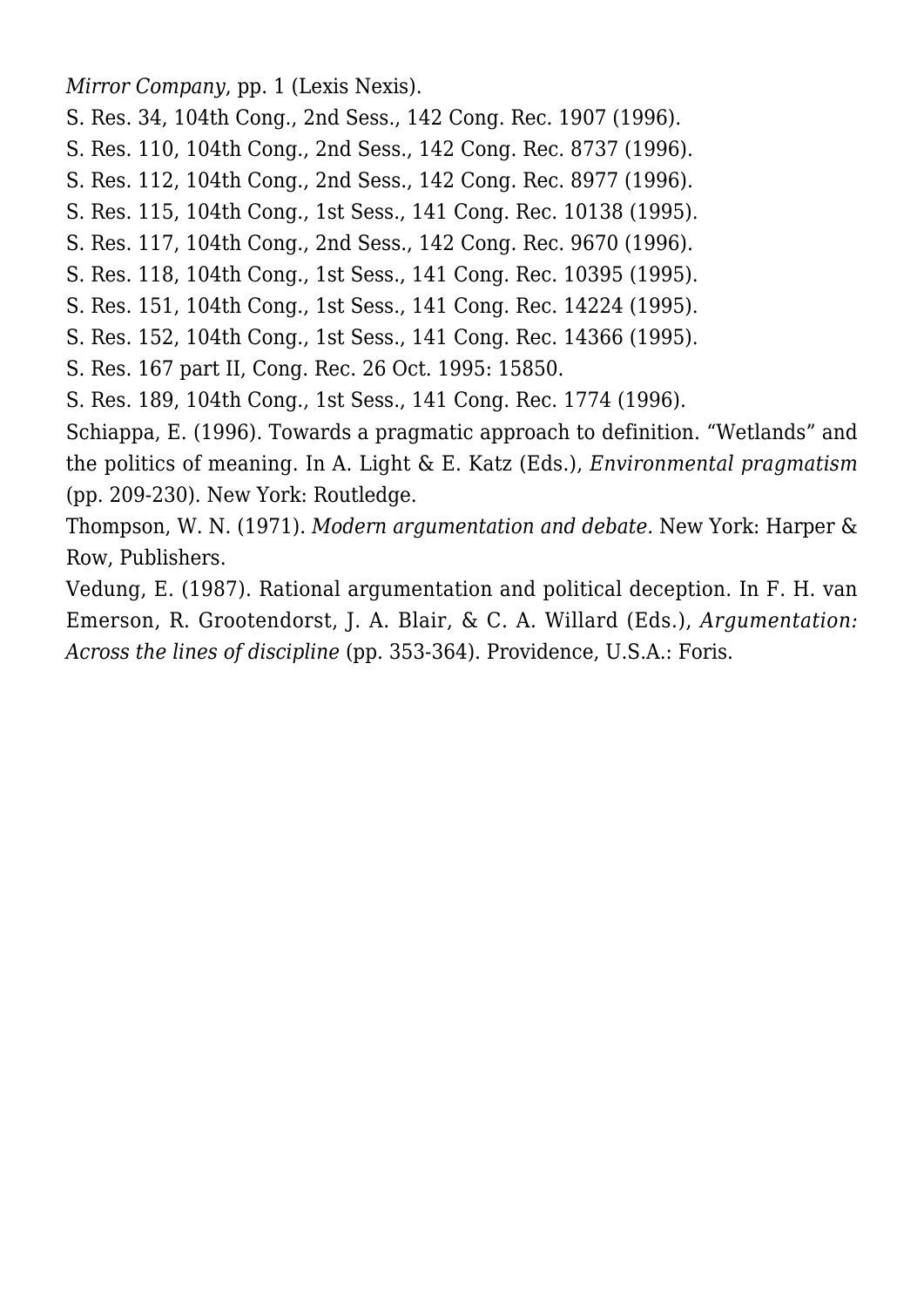*Mirror Company*, pp. 1 (Lexis Nexis).

S. Res. 34, 104th Cong., 2nd Sess., 142 Cong. Rec. 1907 (1996).

S. Res. 110, 104th Cong., 2nd Sess., 142 Cong. Rec. 8737 (1996).

S. Res. 112, 104th Cong., 2nd Sess., 142 Cong. Rec. 8977 (1996).

S. Res. 115, 104th Cong., 1st Sess., 141 Cong. Rec. 10138 (1995).

S. Res. 117, 104th Cong., 2nd Sess., 142 Cong. Rec. 9670 (1996).

S. Res. 118, 104th Cong., 1st Sess., 141 Cong. Rec. 10395 (1995).

S. Res. 151, 104th Cong., 1st Sess., 141 Cong. Rec. 14224 (1995).

S. Res. 152, 104th Cong., 1st Sess., 141 Cong. Rec. 14366 (1995).

S. Res. 167 part II, Cong. Rec. 26 Oct. 1995: 15850.

S. Res. 189, 104th Cong., 1st Sess., 141 Cong. Rec. 1774 (1996).

Schiappa, E. (1996). Towards a pragmatic approach to definition. "Wetlands" and the politics of meaning. In A. Light & E. Katz (Eds.), *Environmental pragmatism* (pp. 209-230). New York: Routledge.

Thompson, W. N. (1971). *Modern argumentation and debate.* New York: Harper & Row, Publishers.

Vedung, E. (1987). Rational argumentation and political deception. In F. H. van Emerson, R. Grootendorst, J. A. Blair, & C. A. Willard (Eds.), *Argumentation: Across the lines of discipline* (pp. 353-364). Providence, U.S.A.: Foris.